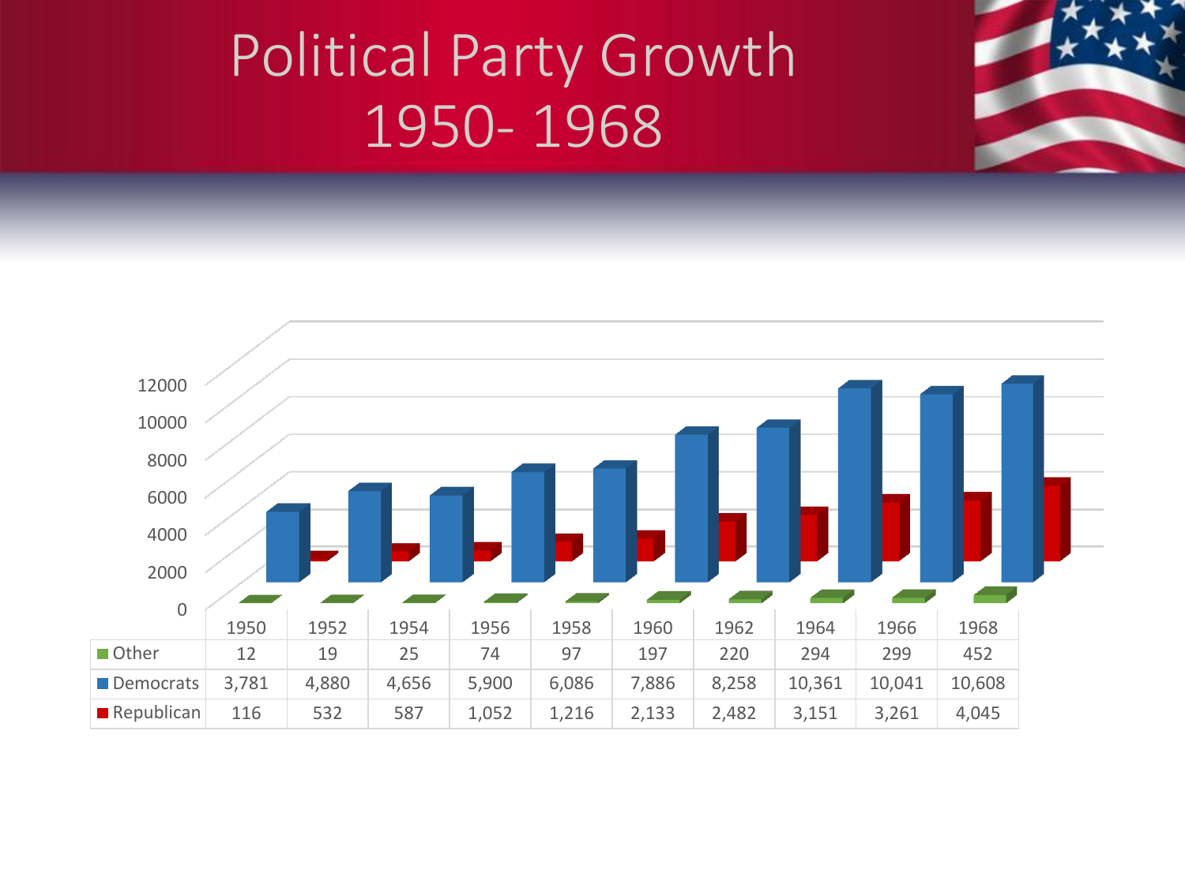# Political Party Growth 1950- 1968

| | 1950 | 1952 | 1954 | 1956 | 1958 | 1960 | 1962 | 1964 | 1966 | 1968 |
|---|---|---|---|---|---|---|---|---|---|---|
| Other | 12 | 19 | 25 | 74 | 97 | 197 | 220 | 294 | 299 | 452 |
| Democrats | 3,781 | 4,880 | 4,656 | 5,900 | 6,086 | 7,886 | 8,258 | 10,361 | 10,041 | 10,608 |
| Republican | 116 | 532 | 587 | 1,052 | 1,216 | 2,133 | 2,482 | 3,151 | 3,261 | 4,045 |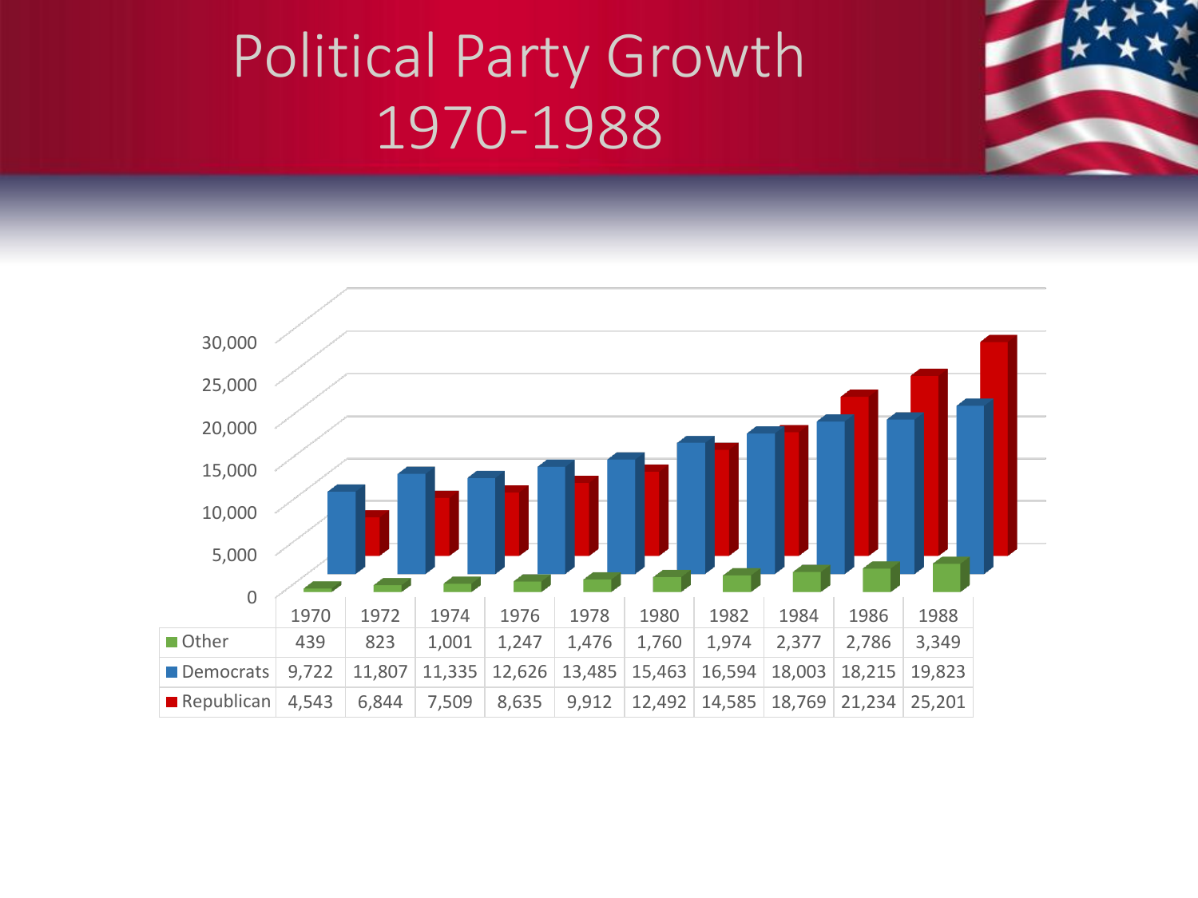# Political Party Growth 1970-1988

| | 1970 | 1972 | 1974 | 1976 | 1978 | 1980 | 1982 | 1984 | 1986 | 1988 |
|---|---|---|---|---|---|---|---|---|---|---|
| Other | 439 | 823 | 1,001 | 1,247 | 1,476 | 1,760 | 1,974 | 2,377 | 2,786 | 3,349 |
| Democrats | 9,722 | 11,807 | 11,335 | 12,626 | 13,485 | 15,463 | 16,594 | 18,003 | 18,215 | 19,823 |
| Republican | 4,543 | 6,844 | 7,509 | 8,635 | 9,912 | 12,492 | 14,585 | 18,769 | 21,234 | 25,201 |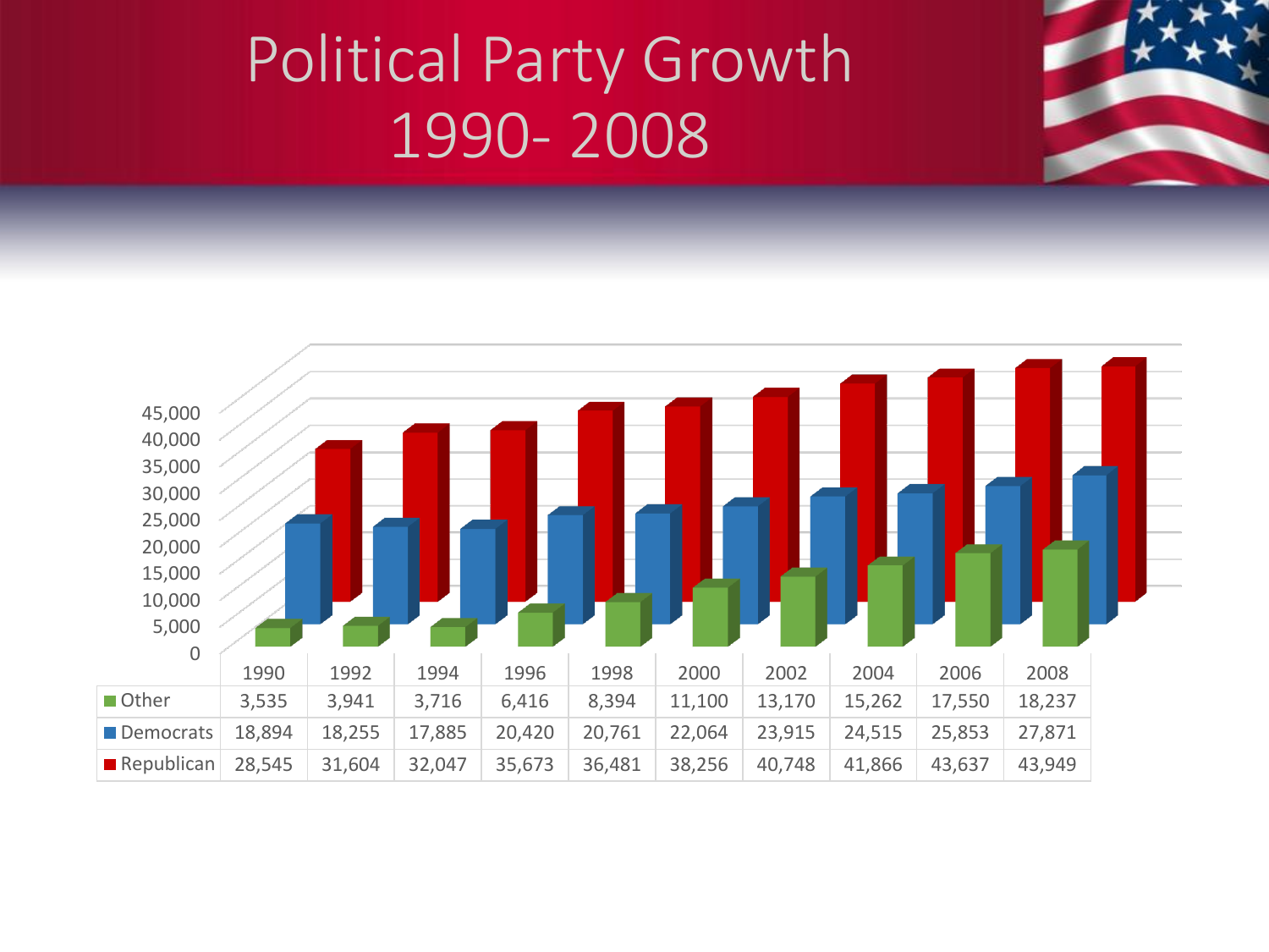# Political Party Growth 1990- 2008

| | 1990 | 1992 | 1994 | 1996 | 1998 | 2000 | 2002 | 2004 | 2006 | 2008 |
|---|---|---|---|---|---|---|---|---|---|---|
| Other | 3,535 | 3,941 | 3,716 | 6,416 | 8,394 | 11,100 | 13,170 | 15,262 | 17,550 | 18,237 |
| Democrats | 18,894 | 18,255 | 17,885 | 20,420 | 20,761 | 22,064 | 23,915 | 24,515 | 25,853 | 27,871 |
| Republican | 28,545 | 31,604 | 32,047 | 35,673 | 36,481 | 38,256 | 40,748 | 41,866 | 43,637 | 43,949 |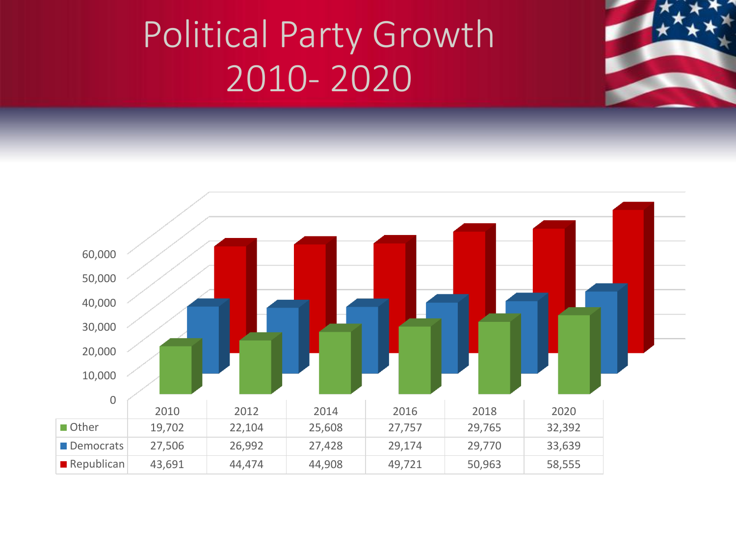# Political Party Growth 2010- 2020

| | 2010 | 2012 | 2014 | 2016 | 2018 | 2020 |
|---|---|---|---|---|---|---|
| Other | 19,702 | 22,104 | 25,608 | 27,757 | 29,765 | 32,392 |
| Democrats | 27,506 | 26,992 | 27,428 | 29,174 | 29,770 | 33,639 |
| Republican | 43,691 | 44,474 | 44,908 | 49,721 | 50,963 | 58,555 |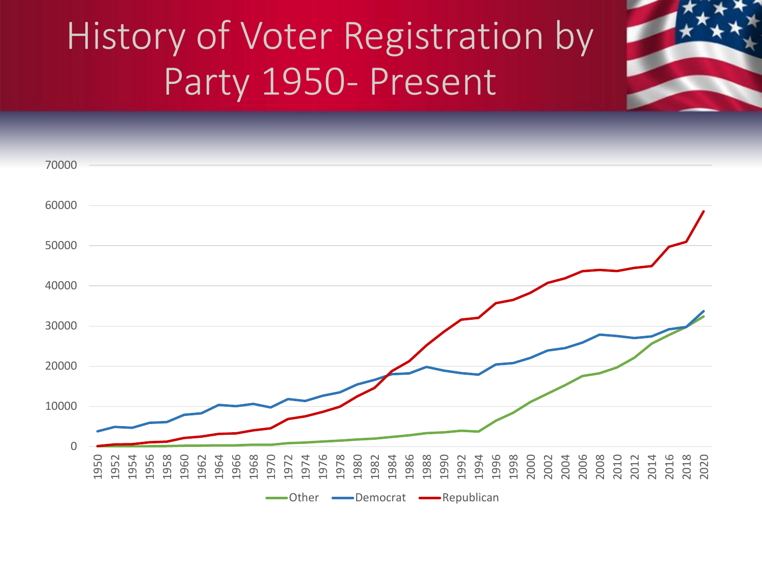# History of Voter Registration by Party 1950- Present

70000
60000
50000
40000
30000
20000
10000
0

1950 1952 1954 1956 1958 1960 1962 1964 1966 1968 1970 1972 1974 1976 1978 1980 1982 1984 1986 1988 1990 1992 1994 1996 1998 2000 2002 2004 2006 2008 2010 2012 2014 2016 2018 2020

Other Democrat Republican